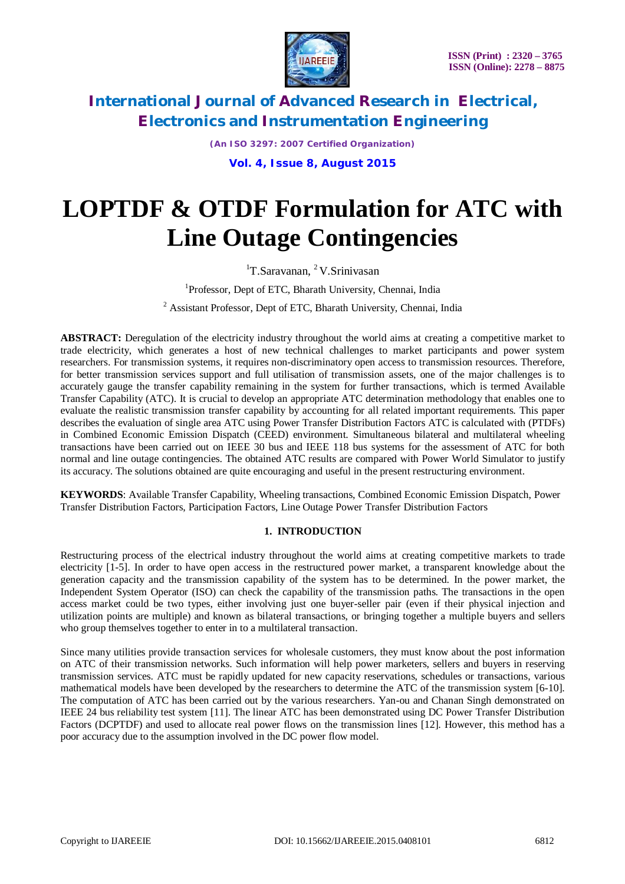# LOPTDF & OTDF Formulation for ATC with Line Outage Contingencies

[1]T.Saravanan, [2]V.Srinivasan

[1]Professor, Dept of ETC, Bharath University, Chennai, India

[2] Assistant Professor, Dept of ETC, Bharath University, Chennai, India

**ABSTRACT:** Deregulation of the electricity industry throughout the world aims at creating a competitive market to trade electricity, which generates a host of new technical challenges to market participants and power system researchers. For transmission systems, it requires non-discriminatory open access to transmission resources. Therefore, for better transmission services support and full utilisation of transmission assets, one of the major challenges is to accurately gauge the transfer capability remaining in the system for further transactions, which is termed Available Transfer Capability (ATC). It is crucial to develop an appropriate ATC determination methodology that enables one to evaluate the realistic transmission transfer capability by accounting for all related important requirements. This paper describes the evaluation of single area ATC using Power Transfer Distribution Factors ATC is calculated with (PTDFs) in Combined Economic Emission Dispatch (CEED) environment. Simultaneous bilateral and multilateral wheeling transactions have been carried out on IEEE 30 bus and IEEE 118 bus systems for the assessment of ATC for both normal and line outage contingencies. The obtained ATC results are compared with Power World Simulator to justify its accuracy. The solutions obtained are quite encouraging and useful in the present restructuring environment.

**KEYWORDS**: Available Transfer Capability, Wheeling transactions, Combined Economic Emission Dispatch, Power Transfer Distribution Factors, Participation Factors, Line Outage Power Transfer Distribution Factors

## 1. INTRODUCTION

Restructuring process of the electrical industry throughout the world aims at creating competitive markets to trade electricity [1-5]. In order to have open access in the restructured power market, a transparent knowledge about the generation capacity and the transmission capability of the system has to be determined. In the power market, the Independent System Operator (ISO) can check the capability of the transmission paths. The transactions in the open access market could be two types, either involving just one buyer-seller pair (even if their physical injection and utilization points are multiple) and known as bilateral transactions, or bringing together a multiple buyers and sellers who group themselves together to enter in to a multilateral transaction.

Since many utilities provide transaction services for wholesale customers, they must know about the post information on ATC of their transmission networks. Such information will help power marketers, sellers and buyers in reserving transmission services. ATC must be rapidly updated for new capacity reservations, schedules or transactions, various mathematical models have been developed by the researchers to determine the ATC of the transmission system [6-10]. The computation of ATC has been carried out by the various researchers. Yan-ou and Chanan Singh demonstrated on IEEE 24 bus reliability test system [11]. The linear ATC has been demonstrated using DC Power Transfer Distribution Factors (DCPTDF) and used to allocate real power flows on the transmission lines [12]. However, this method has a poor accuracy due to the assumption involved in the DC power flow model.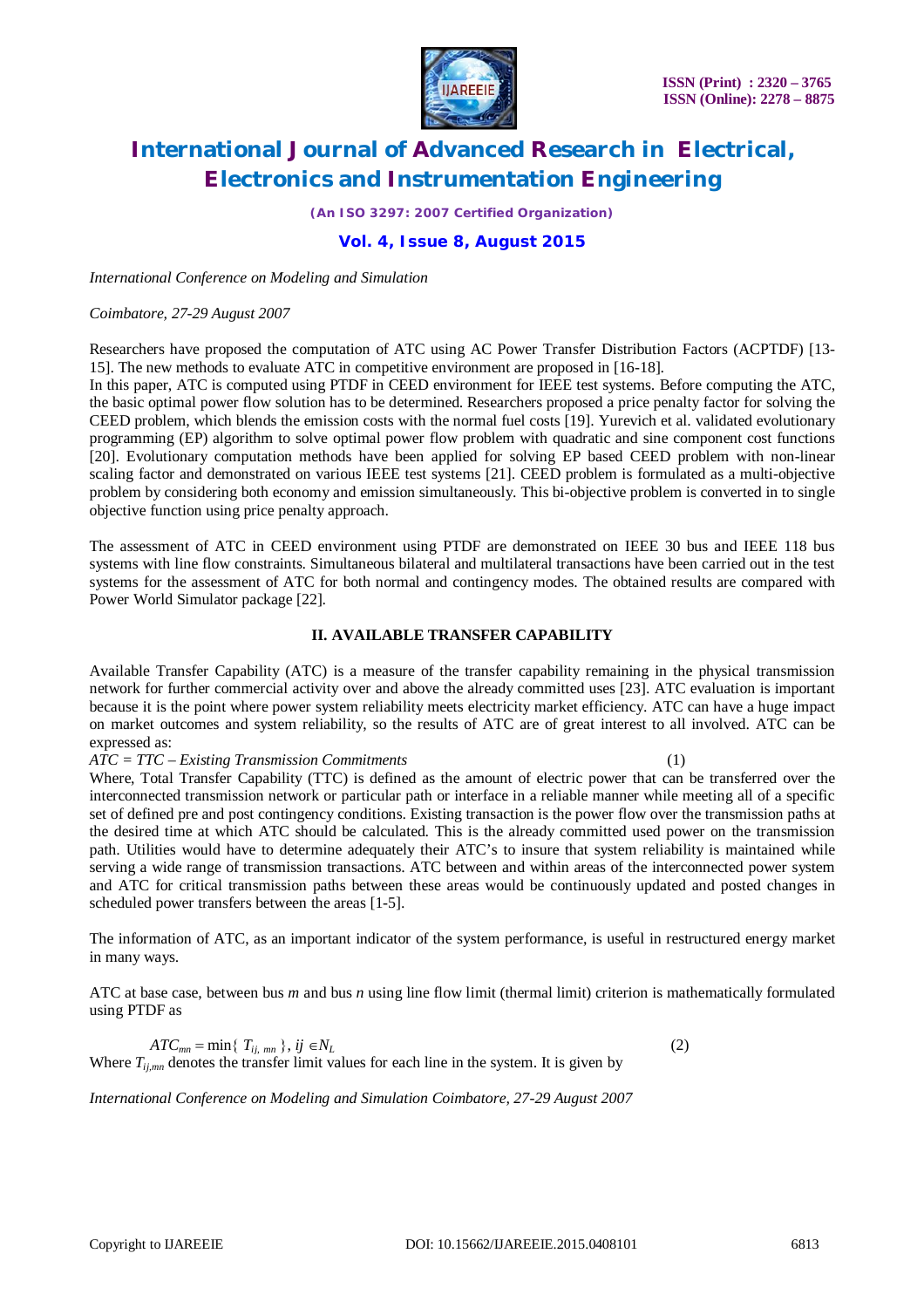Researchers have proposed the computation of ATC using AC Power Transfer Distribution Factors (ACPTDF) [13-15]. The new methods to evaluate ATC in competitive environment are proposed in [16-18].

In this paper, ATC is computed using PTDF in CEED environment for IEEE test systems. Before computing the ATC, the basic optimal power flow solution has to be determined. Researchers proposed a price penalty factor for solving the CEED problem, which blends the emission costs with the normal fuel costs [19]. Yurevich et al. validated evolutionary programming (EP) algorithm to solve optimal power flow problem with quadratic and sine component cost functions [20]. Evolutionary computation methods have been applied for solving EP based CEED problem with non-linear scaling factor and demonstrated on various IEEE test systems [21]. CEED problem is formulated as a multi-objective problem by considering both economy and emission simultaneously. This bi-objective problem is converted in to single objective function using price penalty approach.

The assessment of ATC in CEED environment using PTDF are demonstrated on IEEE 30 bus and IEEE 118 bus systems with line flow constraints. Simultaneous bilateral and multilateral transactions have been carried out in the test systems for the assessment of ATC for both normal and contingency modes. The obtained results are compared with Power World Simulator package [22].

## II. AVAILABLE TRANSFER CAPABILITY

Available Transfer Capability (ATC) is a measure of the transfer capability remaining in the physical transmission network for further commercial activity over and above the already committed uses [23]. ATC evaluation is important because it is the point where power system reliability meets electricity market efficiency. ATC can have a huge impact on market outcomes and system reliability, so the results of ATC are of great interest to all involved. ATC can be expressed as:

*ATC = TTC – Existing Transmission Commitments* (1)

Where, Total Transfer Capability (TTC) is defined as the amount of electric power that can be transferred over the interconnected transmission network or particular path or interface in a reliable manner while meeting all of a specific set of defined pre and post contingency conditions. Existing transaction is the power flow over the transmission paths at the desired time at which ATC should be calculated. This is the already committed used power on the transmission path. Utilities would have to determine adequately their ATC's to insure that system reliability is maintained while serving a wide range of transmission transactions. ATC between and within areas of the interconnected power system and ATC for critical transmission paths between these areas would be continuously updated and posted changes in scheduled power transfers between the areas [1-5].

The information of ATC, as an important indicator of the system performance, is useful in restructured energy market in many ways.

ATC at base case, between bus *m* and bus *n* using line flow limit (thermal limit) criterion is mathematically formulated using PTDF as

$$ATC_{mn} = \min\{ T_{ij,\, mn} \},\ ij \in N_L \qquad (2)$$

Where $T_{ij,mn}$ denotes the transfer limit values for each line in the system. It is given by

*International Conference on Modeling and Simulation Coimbatore, 27-29 August 2007*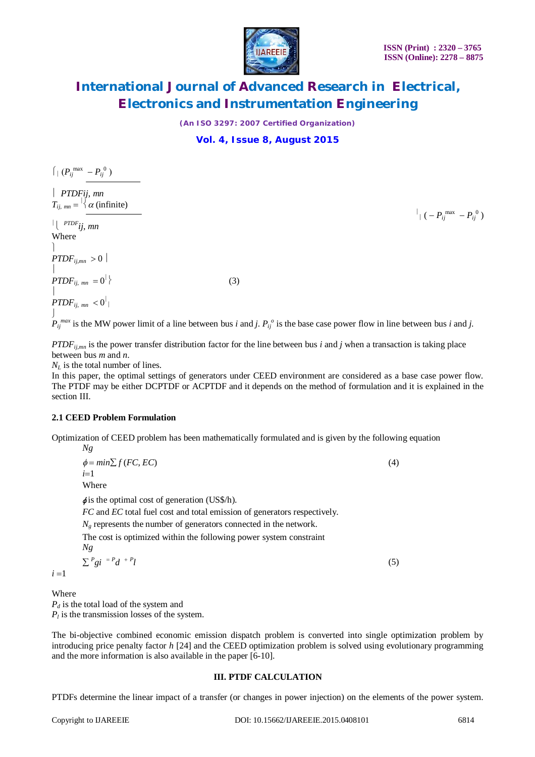$$T_{ij,\,mn} = \begin{cases} \dfrac{(P_{ij}^{\max} - P_{ij}^{0})}{PTDF_{ij,\,mn}} & PTDF_{ij,mn} > 0 \\ \alpha \text{ (infinite)} & PTDF_{ij,\,mn} = 0 \\ \dfrac{(-P_{ij}^{\max} - P_{ij}^{0})}{PTDF_{ij,\,mn}} & PTDF_{ij,\,mn} < 0 \end{cases} \quad (3)$$

Where

$P_{ij}^{max}$ is the MW power limit of a line between bus *i* and *j*. $P_{ij}^{o}$ is the base case power flow in line between bus *i* and *j*.

$PTDF_{ij,mn}$ is the power transfer distribution factor for the line between bus *i* and *j* when a transaction is taking place between bus *m* and *n*.

$N_L$ is the total number of lines.

In this paper, the optimal settings of generators under CEED environment are considered as a base case power flow. The PTDF may be either DCPTDF or ACPTDF and it depends on the method of formulation and it is explained in the section III.

### 2.1 CEED Problem Formulation

Optimization of CEED problem has been mathematically formulated and is given by the following equation

$$\phi = min \sum_{i=1}^{Ng} f\,(FC, EC) \quad (4)$$

Where

$\phi$ is the optimal cost of generation (US$/h).

*FC* and *EC* total fuel cost and total emission of generators respectively.

$N_g$ represents the number of generators connected in the network.

The cost is optimized within the following power system constraint

$$\sum_{i=1}^{Ng} P_{gi} = P_d + P_l \quad (5)$$

Where

$P_d$ is the total load of the system and

$P_l$ is the transmission losses of the system.

The bi-objective combined economic emission dispatch problem is converted into single optimization problem by introducing price penalty factor *h* [24] and the CEED optimization problem is solved using evolutionary programming and the more information is also available in the paper [6-10].

## III. PTDF CALCULATION

PTDFs determine the linear impact of a transfer (or changes in power injection) on the elements of the power system.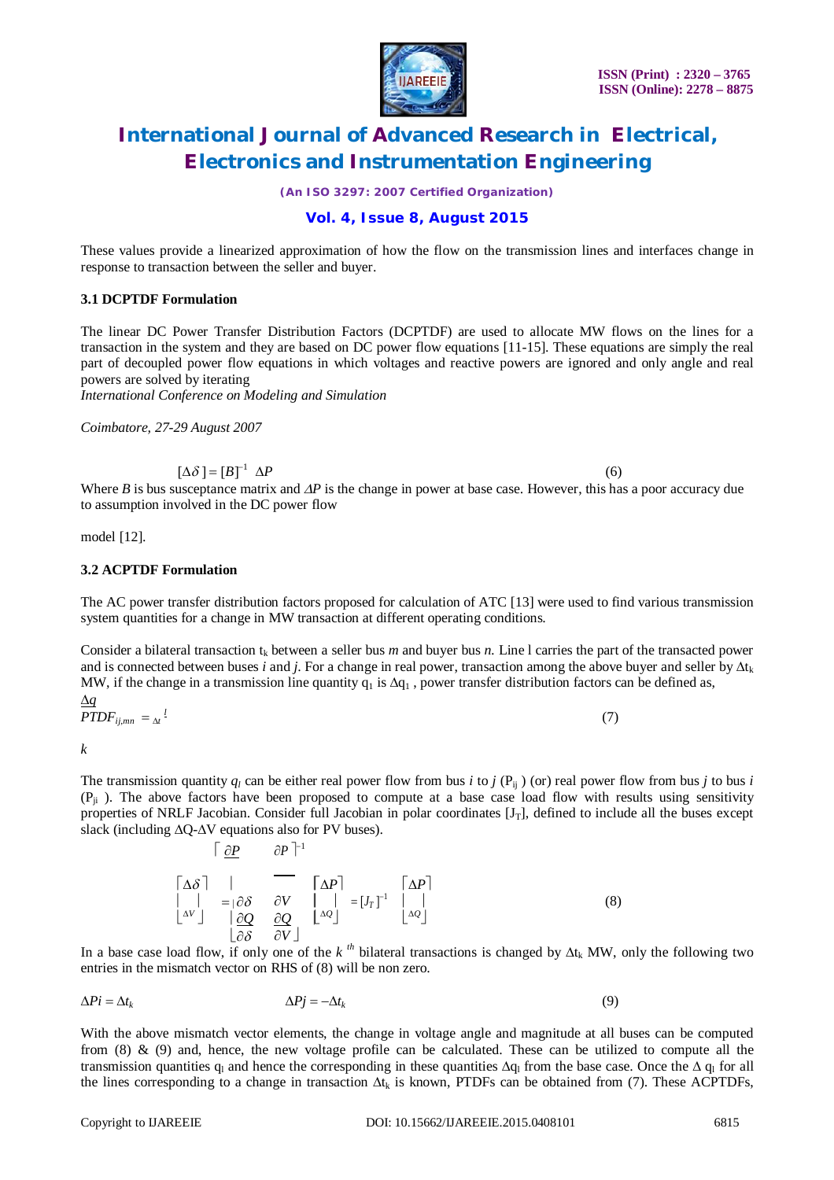These values provide a linearized approximation of how the flow on the transmission lines and interfaces change in response to transaction between the seller and buyer.

### 3.1 DCPTDF Formulation

The linear DC Power Transfer Distribution Factors (DCPTDF) are used to allocate MW flows on the lines for a transaction in the system and they are based on DC power flow equations [11-15]. These equations are simply the real part of decoupled power flow equations in which voltages and reactive powers are ignored and only angle and real powers are solved by iterating
*International Conference on Modeling and Simulation*

*Coimbatore, 27-29 August 2007*

$$[\Delta\delta] = [B]^{-1}\ \Delta P \tag{6}$$

Where *B* is bus susceptance matrix and *ΔP* is the change in power at base case. However, this has a poor accuracy due to assumption involved in the DC power flow

model [12].

### 3.2 ACPTDF Formulation

The AC power transfer distribution factors proposed for calculation of ATC [13] were used to find various transmission system quantities for a change in MW transaction at different operating conditions.

Consider a bilateral transaction $t_k$ between a seller bus *m* and buyer bus *n.* Line l carries the part of the transacted power and is connected between buses *i* and *j*. For a change in real power, transaction among the above buyer and seller by $\Delta t_k$ MW, if the change in a transmission line quantity $q_l$ is $\Delta q_l$ , power transfer distribution factors can be defined as,

$$PTDF_{ij,mn} = \frac{\Delta q_l}{\Delta t_k} \tag{7}$$

The transmission quantity $q_l$ can be either real power flow from bus *i* to *j* ($P_{ij}$ ) (or) real power flow from bus *j* to bus *i* ($P_{ji}$ ). The above factors have been proposed to compute at a base case load flow with results using sensitivity properties of NRLF Jacobian. Consider full Jacobian in polar coordinates $[J_T]$, defined to include all the buses except slack (including ΔQ-ΔV equations also for PV buses).

$$\begin{bmatrix} \Delta\delta \\ \Delta V \end{bmatrix} = \begin{bmatrix} \dfrac{\partial P}{\partial \delta} & \dfrac{\partial P}{\partial V} \\ \dfrac{\partial Q}{\partial \delta} & \dfrac{\partial Q}{\partial V} \end{bmatrix}^{-1} \begin{bmatrix} \Delta P \\ \Delta Q \end{bmatrix} = [J_T]^{-1} \begin{bmatrix} \Delta P \\ \Delta Q \end{bmatrix} \tag{8}$$

In a base case load flow, if only one of the $k^{th}$ bilateral transactions is changed by $\Delta t_k$ MW, only the following two entries in the mismatch vector on RHS of (8) will be non zero.

$$\Delta Pi = \Delta t_k \qquad\qquad \Delta Pj = -\Delta t_k \tag{9}$$

With the above mismatch vector elements, the change in voltage angle and magnitude at all buses can be computed from (8) & (9) and, hence, the new voltage profile can be calculated. These can be utilized to compute all the transmission quantities $q_l$ and hence the corresponding in these quantities $\Delta q_l$ from the base case. Once the $\Delta q_l$ for all the lines corresponding to a change in transaction $\Delta t_k$ is known, PTDFs can be obtained from (7). These ACPTDFs,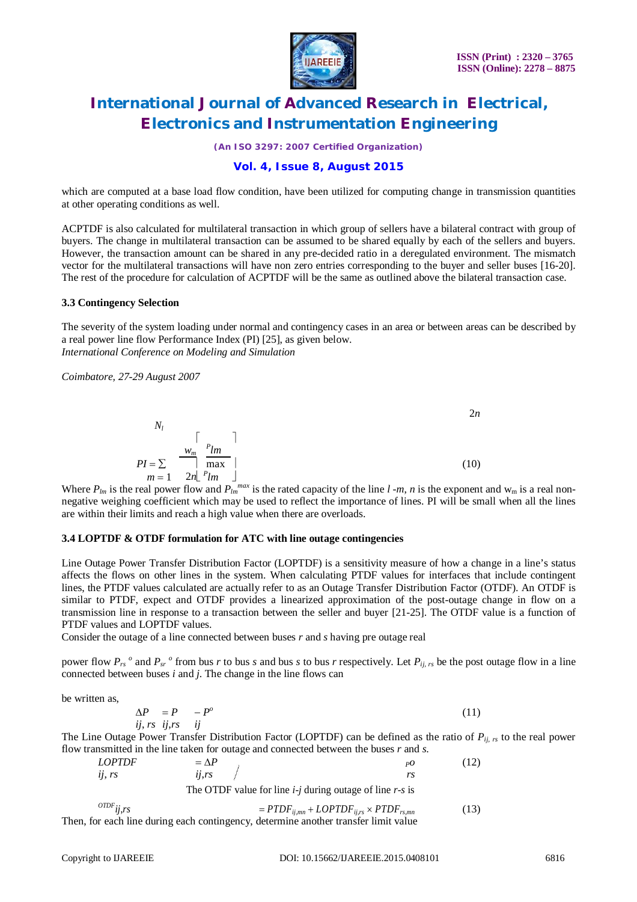which are computed at a base load flow condition, have been utilized for computing change in transmission quantities at other operating conditions as well.

ACPTDF is also calculated for multilateral transaction in which group of sellers have a bilateral contract with group of buyers. The change in multilateral transaction can be assumed to be shared equally by each of the sellers and buyers. However, the transaction amount can be shared in any pre-decided ratio in a deregulated environment. The mismatch vector for the multilateral transactions will have non zero entries corresponding to the buyer and seller buses [16-20]. The rest of the procedure for calculation of ACPTDF will be the same as outlined above the bilateral transaction case.

### 3.3 Contingency Selection

The severity of the system loading under normal and contingency cases in an area or between areas can be described by a real power line flow Performance Index (PI) [25], as given below.
*International Conference on Modeling and Simulation*

*Coimbatore, 27-29 August 2007*

$$PI = \sum_{m=1}^{N_l} \frac{w_m}{2n} \left[ \frac{P_{lm}}{P_{lm}^{max}} \right]^{2n} \quad (10)$$

Where $P_{lm}$ is the real power flow and $P_{lm}^{max}$ is the rated capacity of the line $l$ -$m$, $n$ is the exponent and $w_m$ is a real non-negative weighing coefficient which may be used to reflect the importance of lines. PI will be small when all the lines are within their limits and reach a high value when there are overloads.

### 3.4 LOPTDF & OTDF formulation for ATC with line outage contingencies

Line Outage Power Transfer Distribution Factor (LOPTDF) is a sensitivity measure of how a change in a line's status affects the flows on other lines in the system. When calculating PTDF values for interfaces that include contingent lines, the PTDF values calculated are actually refer to as an Outage Transfer Distribution Factor (OTDF). An OTDF is similar to PTDF, expect and OTDF provides a linearized approximation of the post-outage change in flow on a transmission line in response to a transaction between the seller and buyer [21-25]. The OTDF value is a function of PTDF values and LOPTDF values.
Consider the outage of a line connected between buses $r$ and $s$ having pre outage real

power flow $P_{rs}^{\,o}$ and $P_{sr}^{\,o}$ from bus $r$ to bus $s$ and bus $s$ to bus $r$ respectively. Let $P_{ij,\,rs}$ be the post outage flow in a line connected between buses $i$ and $j$. The change in the line flows can

be written as,

$$\Delta P_{ij,\,rs} = P_{ij,rs} - P_{ij}^{o} \quad (11)$$

The Line Outage Power Transfer Distribution Factor (LOPTDF) can be defined as the ratio of $P_{ij,\,rs}$ to the real power flow transmitted in the line taken for outage and connected between the buses $r$ and $s$.

$$LOPTDF_{ij,\,rs} = \Delta P_{ij,rs} \Big/ P_{rs}^{o} \quad (12)$$

The OTDF value for line $i$-$j$ during outage of line $r$-$s$ is

$$OTDF_{ij,rs} = PTDF_{ij,mn} + LOPTDF_{ij,rs} \times PTDF_{rs,mn} \quad (13)$$

Then, for each line during each contingency, determine another transfer limit value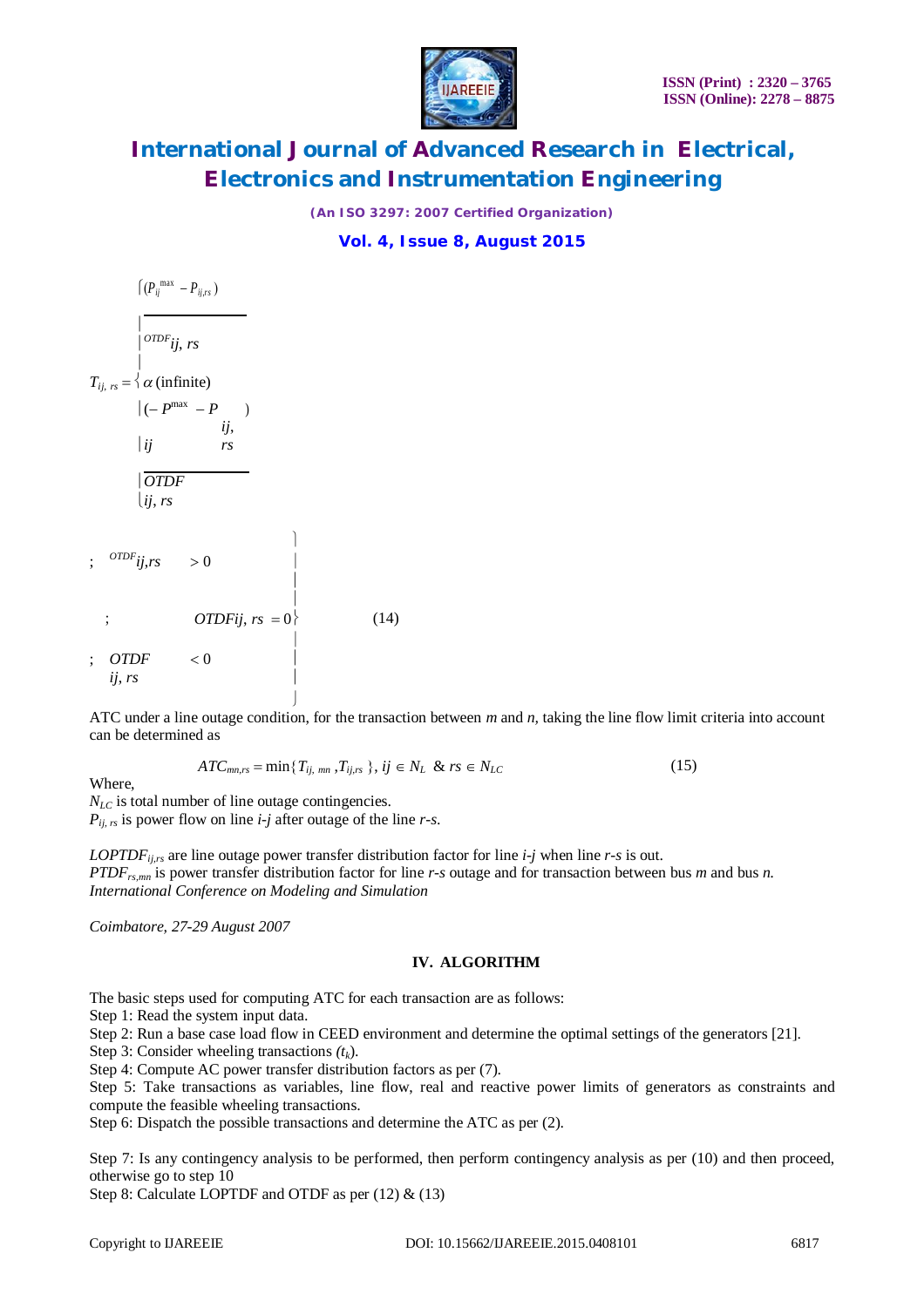$$T_{ij,rs} = \begin{cases} \dfrac{(P_{ij}^{\max} - P_{ij,rs})}{OTDF_{ij,rs}} & ; \; OTDF_{ij,rs} > 0 \\ \alpha \text{ (infinite)} & ; \; OTDF_{ij,rs} = 0 \\ \dfrac{(-P_{ij}^{\max} - P_{ij,rs})}{OTDF_{ij,rs}} & ; \; OTDF_{ij,rs} < 0 \end{cases} \tag{14}$$

ATC under a line outage condition, for the transaction between *m* and *n*, taking the line flow limit criteria into account can be determined as

$$ATC_{mn,rs} = \min\{T_{ij,mn}, T_{ij,rs}\}, \; ij \in N_L \; \& \; rs \in N_{LC} \tag{15}$$

Where,
$N_{LC}$ is total number of line outage contingencies.
$P_{ij,rs}$ is power flow on line *i-j* after outage of the line *r-s*.

$LOPTDF_{ij,rs}$ are line outage power transfer distribution factor for line *i-j* when line *r-s* is out.
$PTDF_{rs,mn}$ is power transfer distribution factor for line *r-s* outage and for transaction between bus *m* and bus *n*.
*International Conference on Modeling and Simulation*

*Coimbatore, 27-29 August 2007*

## IV. ALGORITHM

The basic steps used for computing ATC for each transaction are as follows:
Step 1: Read the system input data.
Step 2: Run a base case load flow in CEED environment and determine the optimal settings of the generators [21].
Step 3: Consider wheeling transactions ($t_k$).
Step 4: Compute AC power transfer distribution factors as per (7).
Step 5: Take transactions as variables, line flow, real and reactive power limits of generators as constraints and compute the feasible wheeling transactions.
Step 6: Dispatch the possible transactions and determine the ATC as per (2).

Step 7: Is any contingency analysis to be performed, then perform contingency analysis as per (10) and then proceed, otherwise go to step 10
Step 8: Calculate LOPTDF and OTDF as per (12) & (13)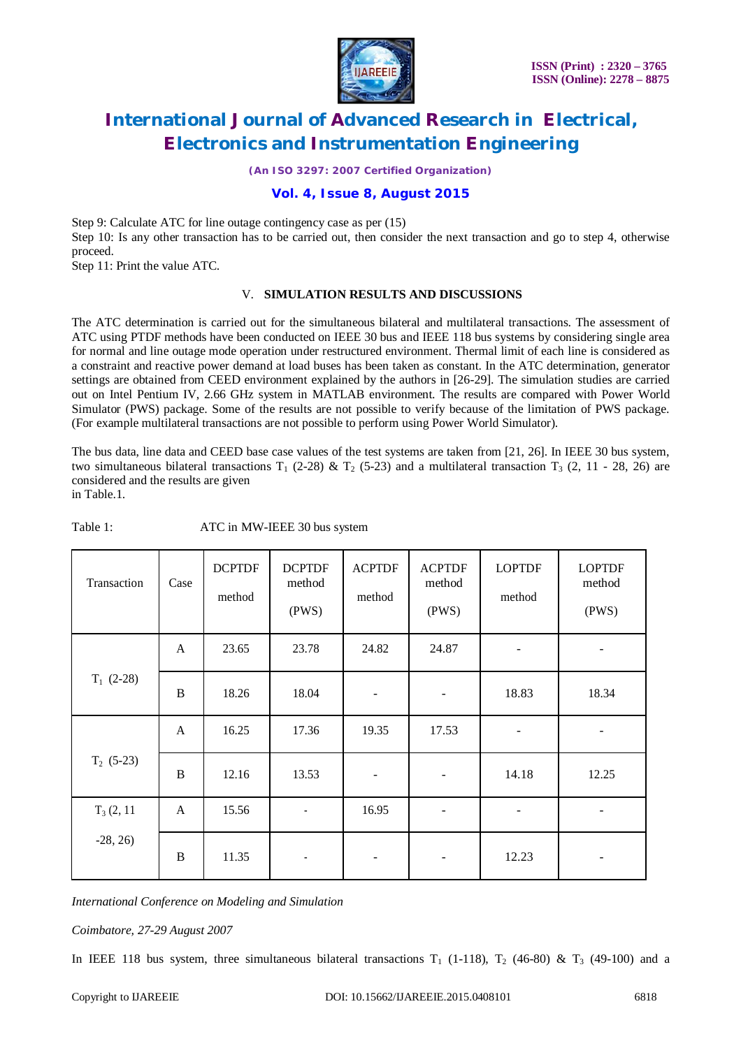Step 9: Calculate ATC for line outage contingency case as per (15)

Step 10: Is any other transaction has to be carried out, then consider the next transaction and go to step 4, otherwise proceed.

Step 11: Print the value ATC.

## V. SIMULATION RESULTS AND DISCUSSIONS

The ATC determination is carried out for the simultaneous bilateral and multilateral transactions. The assessment of ATC using PTDF methods have been conducted on IEEE 30 bus and IEEE 118 bus systems by considering single area for normal and line outage mode operation under restructured environment. Thermal limit of each line is considered as a constraint and reactive power demand at load buses has been taken as constant. In the ATC determination, generator settings are obtained from CEED environment explained by the authors in [26-29]. The simulation studies are carried out on Intel Pentium IV, 2.66 GHz system in MATLAB environment. The results are compared with Power World Simulator (PWS) package. Some of the results are not possible to verify because of the limitation of PWS package. (For example multilateral transactions are not possible to perform using Power World Simulator).

The bus data, line data and CEED base case values of the test systems are taken from [21, 26]. In IEEE 30 bus system, two simultaneous bilateral transactions $T_1$ (2-28) & $T_2$ (5-23) and a multilateral transaction $T_3$ (2, 11 - 28, 26) are considered and the results are given in Table.1.

Table 1: ATC in MW-IEEE 30 bus system

| Transaction | Case | DCPTDF method | DCPTDF method (PWS) | ACPTDF method | ACPTDF method (PWS) | LOPTDF method | LOPTDF method (PWS) |
|---|---|---|---|---|---|---|---|
| $T_1$ (2-28) | A | 23.65 | 23.78 | 24.82 | 24.87 | - | - |
| | B | 18.26 | 18.04 | - | - | 18.83 | 18.34 |
| $T_2$ (5-23) | A | 16.25 | 17.36 | 19.35 | 17.53 | - | - |
| | B | 12.16 | 13.53 | - | - | 14.18 | 12.25 |
| $T_3$ (2, 11 -28, 26) | A | 15.56 | - | 16.95 | - | - | - |
| | B | 11.35 | - | - | - | 12.23 | - |

*International Conference on Modeling and Simulation*

*Coimbatore, 27-29 August 2007*

In IEEE 118 bus system, three simultaneous bilateral transactions $T_1$ (1-118), $T_2$ (46-80) & $T_3$ (49-100) and a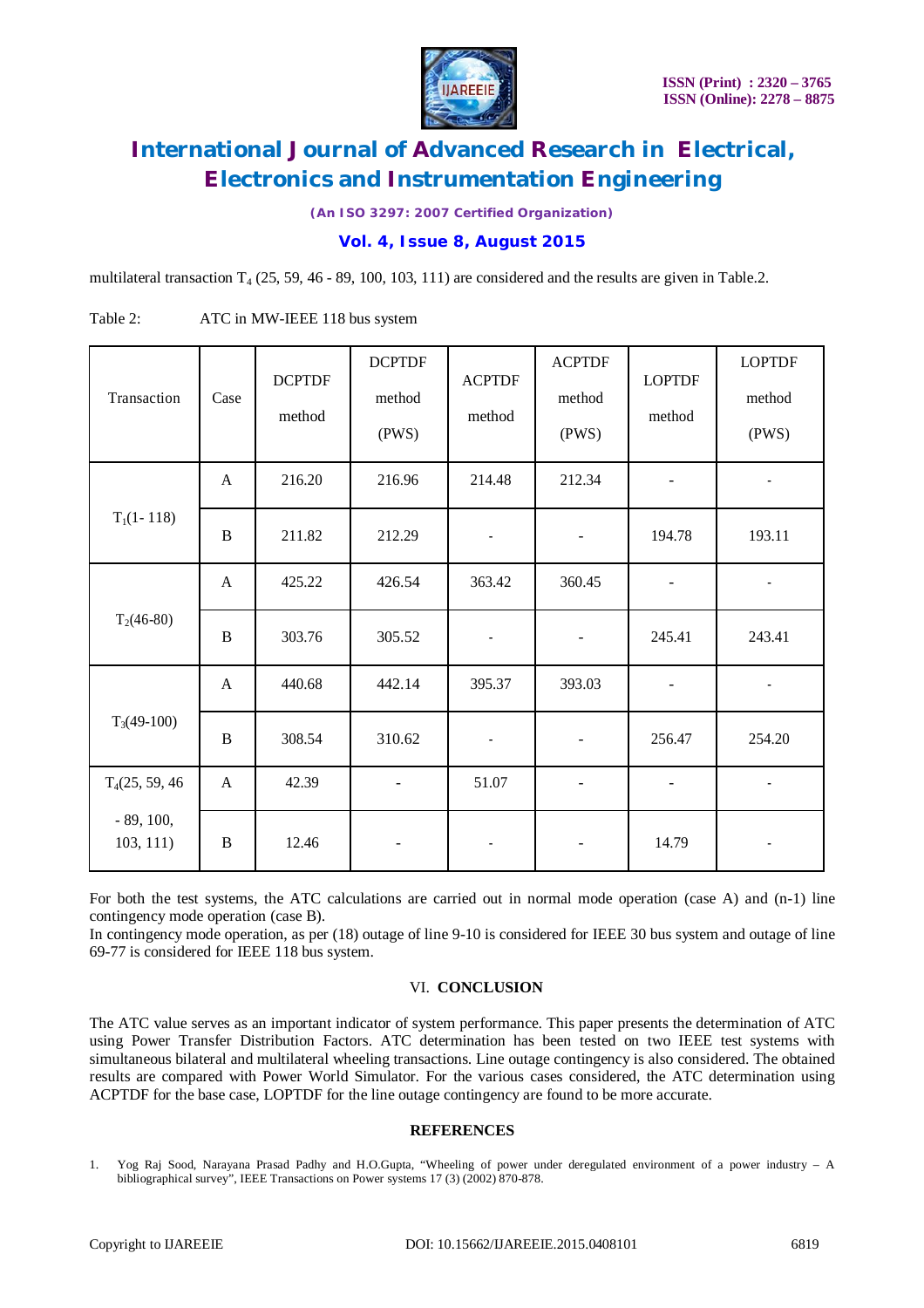multilateral transaction $T_4$ (25, 59, 46 - 89, 100, 103, 111) are considered and the results are given in Table.2.

Table 2: ATC in MW-IEEE 118 bus system

| Transaction | Case | DCPTDF method | DCPTDF method (PWS) | ACPTDF method | ACPTDF method (PWS) | LOPTDF method | LOPTDF method (PWS) |
|---|---|---|---|---|---|---|---|
| $T_1$(1- 118) | A | 216.20 | 216.96 | 214.48 | 212.34 | - | - |
| | B | 211.82 | 212.29 | - | - | 194.78 | 193.11 |
| $T_2$(46-80) | A | 425.22 | 426.54 | 363.42 | 360.45 | - | - |
| | B | 303.76 | 305.52 | - | - | 245.41 | 243.41 |
| $T_3$(49-100) | A | 440.68 | 442.14 | 395.37 | 393.03 | - | - |
| | B | 308.54 | 310.62 | - | - | 256.47 | 254.20 |
| $T_4$(25, 59, 46 - 89, 100, 103, 111) | A | 42.39 | - | 51.07 | - | - | - |
| | B | 12.46 | - | - | - | 14.79 | - |

For both the test systems, the ATC calculations are carried out in normal mode operation (case A) and (n-1) line contingency mode operation (case B).

In contingency mode operation, as per (18) outage of line 9-10 is considered for IEEE 30 bus system and outage of line 69-77 is considered for IEEE 118 bus system.

## VI. CONCLUSION

The ATC value serves as an important indicator of system performance. This paper presents the determination of ATC using Power Transfer Distribution Factors. ATC determination has been tested on two IEEE test systems with simultaneous bilateral and multilateral wheeling transactions. Line outage contingency is also considered. The obtained results are compared with Power World Simulator. For the various cases considered, the ATC determination using ACPTDF for the base case, LOPTDF for the line outage contingency are found to be more accurate.

## REFERENCES

1. Yog Raj Sood, Narayana Prasad Padhy and H.O.Gupta, "Wheeling of power under deregulated environment of a power industry – A bibliographical survey", IEEE Transactions on Power systems 17 (3) (2002) 870-878.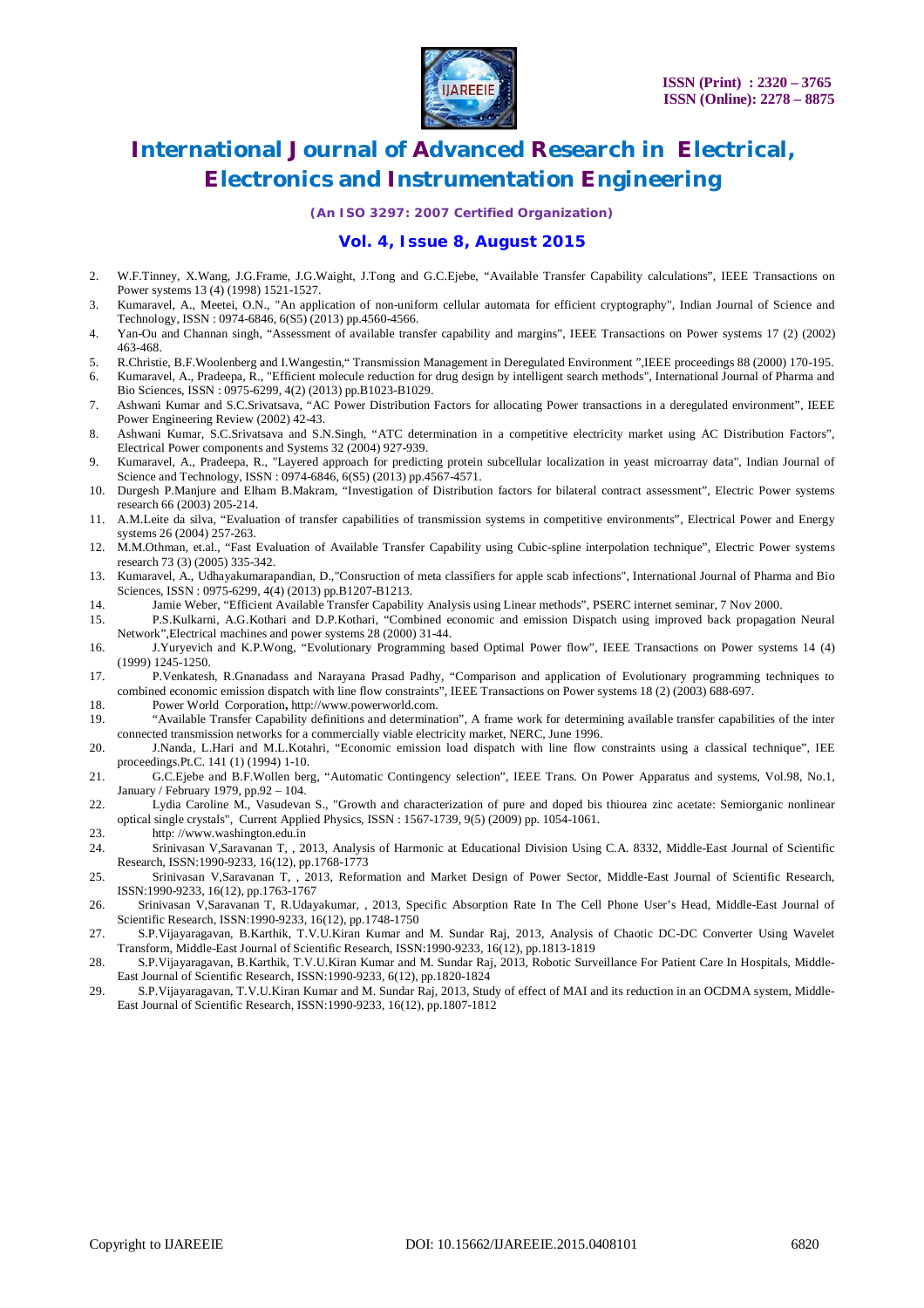2. W.F.Tinney, X.Wang, J.G.Frame, J.G.Waight, J.Tong and G.C.Ejebe, "Available Transfer Capability calculations", IEEE Transactions on Power systems 13 (4) (1998) 1521-1527.
3. Kumaravel, A., Meetei, O.N., "An application of non-uniform cellular automata for efficient cryptography", Indian Journal of Science and Technology, ISSN : 0974-6846, 6(S5) (2013) pp.4560-4566.
4. Yan-Ou and Channan singh, "Assessment of available transfer capability and margins", IEEE Transactions on Power systems 17 (2) (2002) 463-468.
5. R.Christie, B.F.Woolenberg and I.Wangestin," Transmission Management in Deregulated Environment ",IEEE proceedings 88 (2000) 170-195.
6. Kumaravel, A., Pradeepa, R., "Efficient molecule reduction for drug design by intelligent search methods", International Journal of Pharma and Bio Sciences, ISSN : 0975-6299, 4(2) (2013) pp.B1023-B1029.
7. Ashwani Kumar and S.C.Srivatsava, "AC Power Distribution Factors for allocating Power transactions in a deregulated environment", IEEE Power Engineering Review (2002) 42-43.
8. Ashwani Kumar, S.C.Srivatsava and S.N.Singh, "ATC determination in a competitive electricity market using AC Distribution Factors", Electrical Power components and Systems 32 (2004) 927-939.
9. Kumaravel, A., Pradeepa, R., "Layered approach for predicting protein subcellular localization in yeast microarray data", Indian Journal of Science and Technology, ISSN : 0974-6846, 6(S5) (2013) pp.4567-4571.
10. Durgesh P.Manjure and Elham B.Makram, "Investigation of Distribution factors for bilateral contract assessment", Electric Power systems research 66 (2003) 205-214.
11. A.M.Leite da silva, "Evaluation of transfer capabilities of transmission systems in competitive environments", Electrical Power and Energy systems 26 (2004) 257-263.
12. M.M.Othman, et.al., "Fast Evaluation of Available Transfer Capability using Cubic-spline interpolation technique", Electric Power systems research 73 (3) (2005) 335-342.
13. Kumaravel, A., Udhayakumarapandian, D.,"Consruction of meta classifiers for apple scab infections", International Journal of Pharma and Bio Sciences, ISSN : 0975-6299, 4(4) (2013) pp.B1207-B1213.
14. Jamie Weber, "Efficient Available Transfer Capability Analysis using Linear methods", PSERC internet seminar, 7 Nov 2000.
15. P.S.Kulkarni, A.G.Kothari and D.P.Kothari, "Combined economic and emission Dispatch using improved back propagation Neural Network",Electrical machines and power systems 28 (2000) 31-44.
16. J.Yuryevich and K.P.Wong, "Evolutionary Programming based Optimal Power flow", IEEE Transactions on Power systems 14 (4) (1999) 1245-1250.
17. P.Venkatesh, R.Gnanadass and Narayana Prasad Padhy, "Comparison and application of Evolutionary programming techniques to combined economic emission dispatch with line flow constraints", IEEE Transactions on Power systems 18 (2) (2003) 688-697.
18. Power World Corporation**,** http://www.powerworld.com.
19. "Available Transfer Capability definitions and determination", A frame work for determining available transfer capabilities of the inter connected transmission networks for a commercially viable electricity market, NERC, June 1996.
20. J.Nanda, L.Hari and M.L.Kotahri, "Economic emission load dispatch with line flow constraints using a classical technique", IEE proceedings.Pt.C. 141 (1) (1994) 1-10.
21. G.C.Ejebe and B.F.Wollen berg, "Automatic Contingency selection", IEEE Trans. On Power Apparatus and systems, Vol.98, No.1, January / February 1979, pp.92 – 104.
22. Lydia Caroline M., Vasudevan S., "Growth and characterization of pure and doped bis thiourea zinc acetate: Semiorganic nonlinear optical single crystals", Current Applied Physics, ISSN : 1567-1739, 9(5) (2009) pp. 1054-1061.
23. http: //www.washington.edu.in
24. Srinivasan V,Saravanan T, , 2013, Analysis of Harmonic at Educational Division Using C.A. 8332, Middle-East Journal of Scientific Research, ISSN:1990-9233, 16(12), pp.1768-1773
25. Srinivasan V,Saravanan T, , 2013, Reformation and Market Design of Power Sector, Middle-East Journal of Scientific Research, ISSN:1990-9233, 16(12), pp.1763-1767
26. Srinivasan V,Saravanan T, R.Udayakumar, , 2013, Specific Absorption Rate In The Cell Phone User's Head, Middle-East Journal of Scientific Research, ISSN:1990-9233, 16(12), pp.1748-1750
27. S.P.Vijayaragavan, B.Karthik, T.V.U.Kiran Kumar and M. Sundar Raj, 2013, Analysis of Chaotic DC-DC Converter Using Wavelet Transform, Middle-East Journal of Scientific Research, ISSN:1990-9233, 16(12), pp.1813-1819
28. S.P.Vijayaragavan, B.Karthik, T.V.U.Kiran Kumar and M. Sundar Raj, 2013, Robotic Surveillance For Patient Care In Hospitals, Middle-East Journal of Scientific Research, ISSN:1990-9233, 6(12), pp.1820-1824
29. S.P.Vijayaragavan, T.V.U.Kiran Kumar and M. Sundar Raj, 2013, Study of effect of MAI and its reduction in an OCDMA system, Middle-East Journal of Scientific Research, ISSN:1990-9233, 16(12), pp.1807-1812